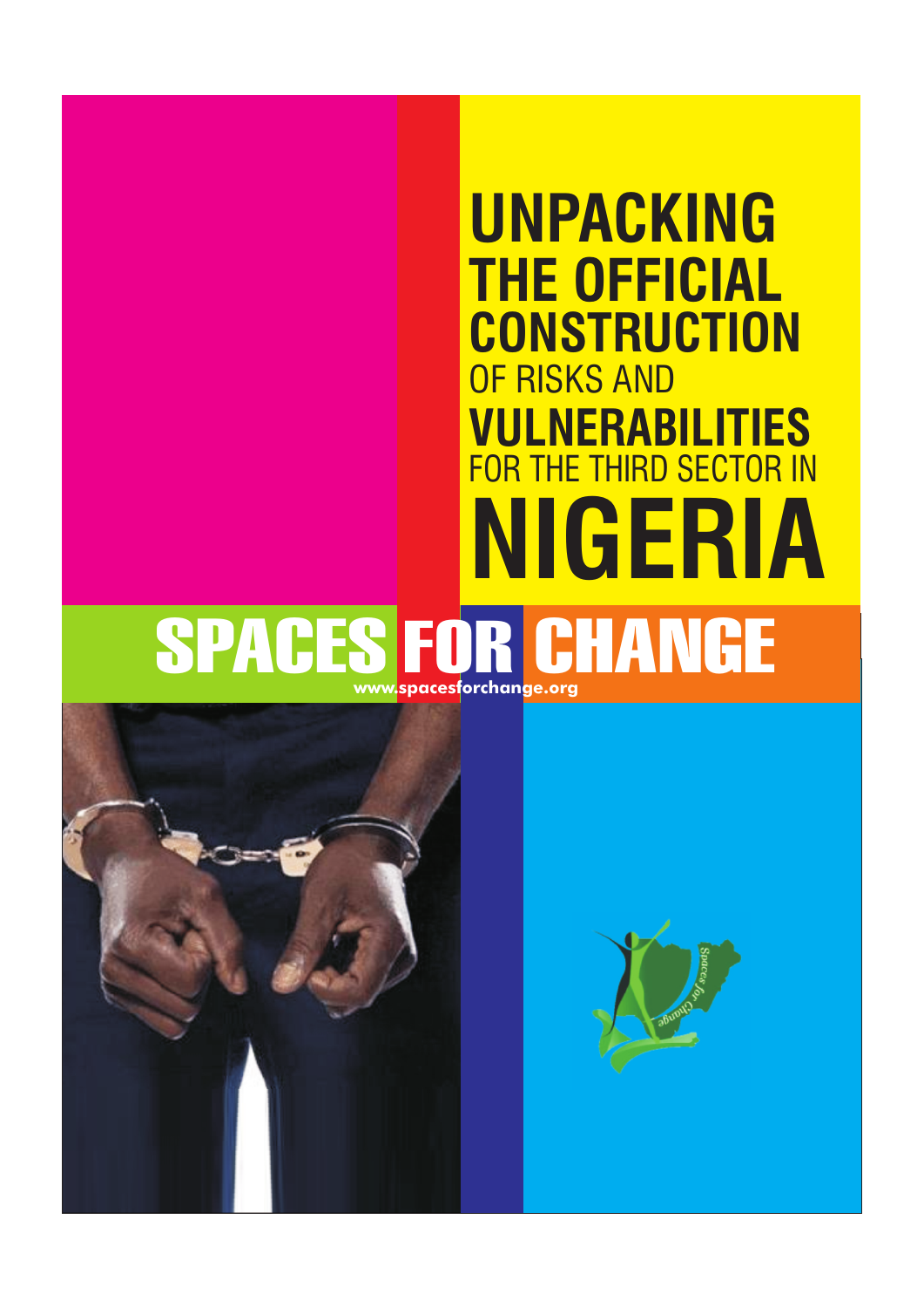# UNPACKING THE OFFICIAL CONSTRUCTION OF RISKS AND VULNERABILITIES FOR THE THIRD SECTOR IN NIGERIA

## SPACES FOR CHANGE

www.spacesforchange.org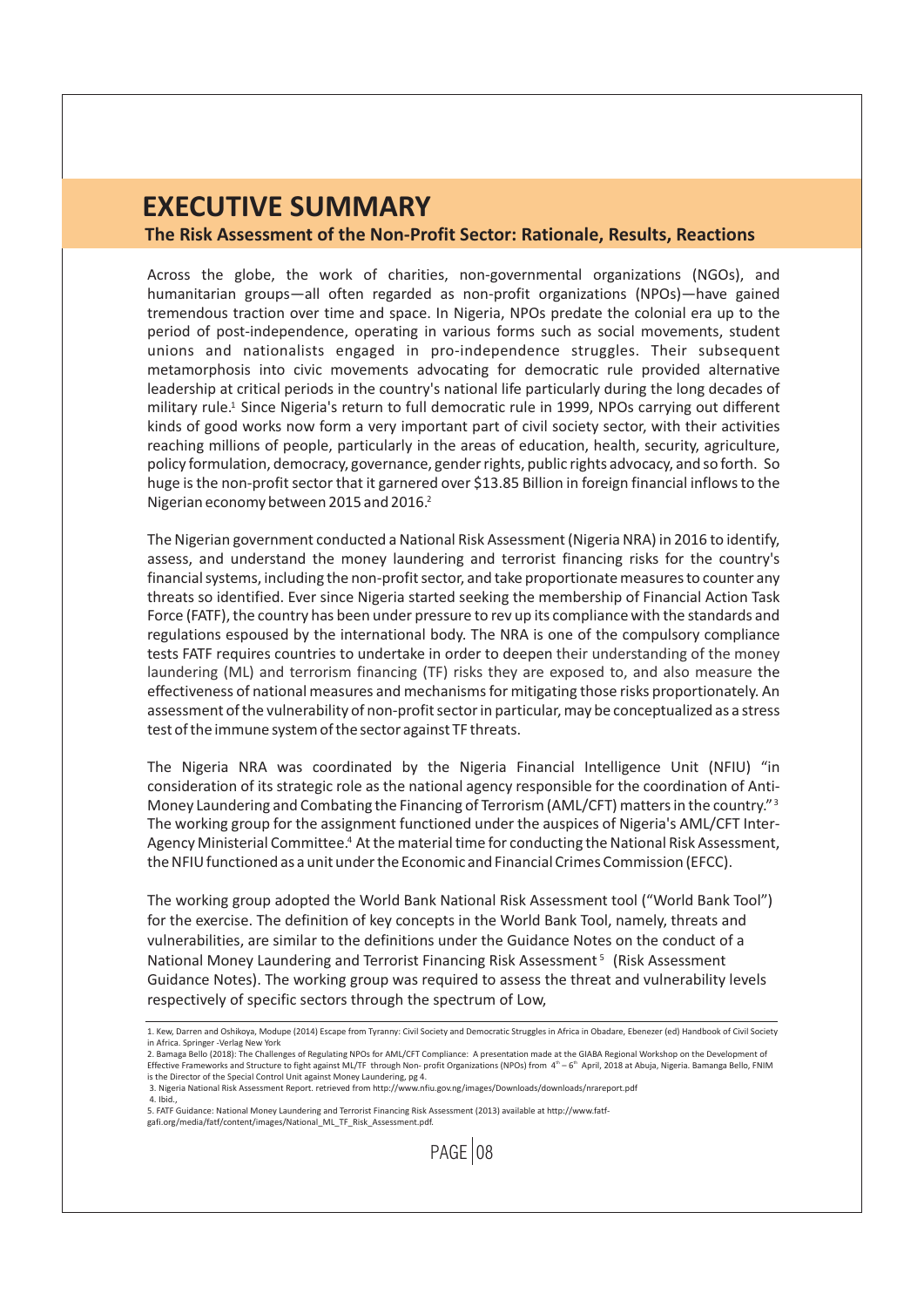# EXECUTIVE SUMMARY

## The Risk Assessment of the Non-Profit Sector: Rationale, Results, Reactions

Across the globe, the work of charities, non-governmental organizations (NGOs), and humanitarian groups—all often regarded as non-profit organizations (NPOs)—have gained tremendous traction over time and space. In Nigeria, NPOs predate the colonial era up to the period of post-independence, operating in various forms such as social movements, student unions and nationalists engaged in pro-independence struggles. Their subsequent metamorphosis into civic movements advocating for democratic rule provided alternative leadership at critical periods in the country's national life particularly during the long decades of military rule.[1] Since Nigeria's return to full democratic rule in 1999, NPOs carrying out different kinds of good works now form a very important part of civil society sector, with their activities reaching millions of people, particularly in the areas of education, health, security, agriculture, policy formulation, democracy, governance, gender rights, public rights advocacy, and so forth. So huge is the non-profit sector that it garnered over $13.85 Billion in foreign financial inflows to the Nigerian economy between 2015 and 2016.[2]

The Nigerian government conducted a National Risk Assessment (Nigeria NRA) in 2016 to identify, assess, and understand the money laundering and terrorist financing risks for the country's financial systems, including the non-profit sector, and take proportionate measures to counter any threats so identified. Ever since Nigeria started seeking the membership of Financial Action Task Force (FATF), the country has been under pressure to rev up its compliance with the standards and regulations espoused by the international body. The NRA is one of the compulsory compliance tests FATF requires countries to undertake in order to deepen their understanding of the money laundering (ML) and terrorism financing (TF) risks they are exposed to, and also measure the effectiveness of national measures and mechanisms for mitigating those risks proportionately. An assessment of the vulnerability of non-profit sector in particular, may be conceptualized as a stress test of the immune system of the sector against TF threats.

The Nigeria NRA was coordinated by the Nigeria Financial Intelligence Unit (NFIU) "in consideration of its strategic role as the national agency responsible for the coordination of Anti-Money Laundering and Combating the Financing of Terrorism (AML/CFT) matters in the country."[3] The working group for the assignment functioned under the auspices of Nigeria's AML/CFT Inter-Agency Ministerial Committee.[4] At the material time for conducting the National Risk Assessment, the NFIU functioned as a unit under the Economic and Financial Crimes Commission (EFCC).

The working group adopted the World Bank National Risk Assessment tool ("World Bank Tool") for the exercise. The definition of key concepts in the World Bank Tool, namely, threats and vulnerabilities, are similar to the definitions under the Guidance Notes on the conduct of a National Money Laundering and Terrorist Financing Risk Assessment[5] (Risk Assessment Guidance Notes). The working group was required to assess the threat and vulnerability levels respectively of specific sectors through the spectrum of Low,

---

1. Kew, Darren and Oshikoya, Modupe (2014) Escape from Tyranny: Civil Society and Democratic Struggles in Africa in Obadare, Ebenezer (ed) Handbook of Civil Society in Africa. Springer -Verlag New York

2. Bamaga Bello (2018): The Challenges of Regulating NPOs for AML/CFT Compliance: A presentation made at the GIABA Regional Workshop on the Development of Effective Frameworks and Structure to fight against ML/TF through Non- profit Organizations (NPOs) from 4th – 6th April, 2018 at Abuja, Nigeria. Bamanga Bello, FNIM is the Director of the Special Control Unit against Money Laundering, pg 4.

3. Nigeria National Risk Assessment Report. retrieved from http://www.nfiu.gov.ng/images/Downloads/downloads/nrareport.pdf

4. Ibid.,

5. FATF Guidance: National Money Laundering and Terrorist Financing Risk Assessment (2013) available at http://www.fatf-gafi.org/media/fatf/content/images/National_ML_TF_Risk_Assessment.pdf.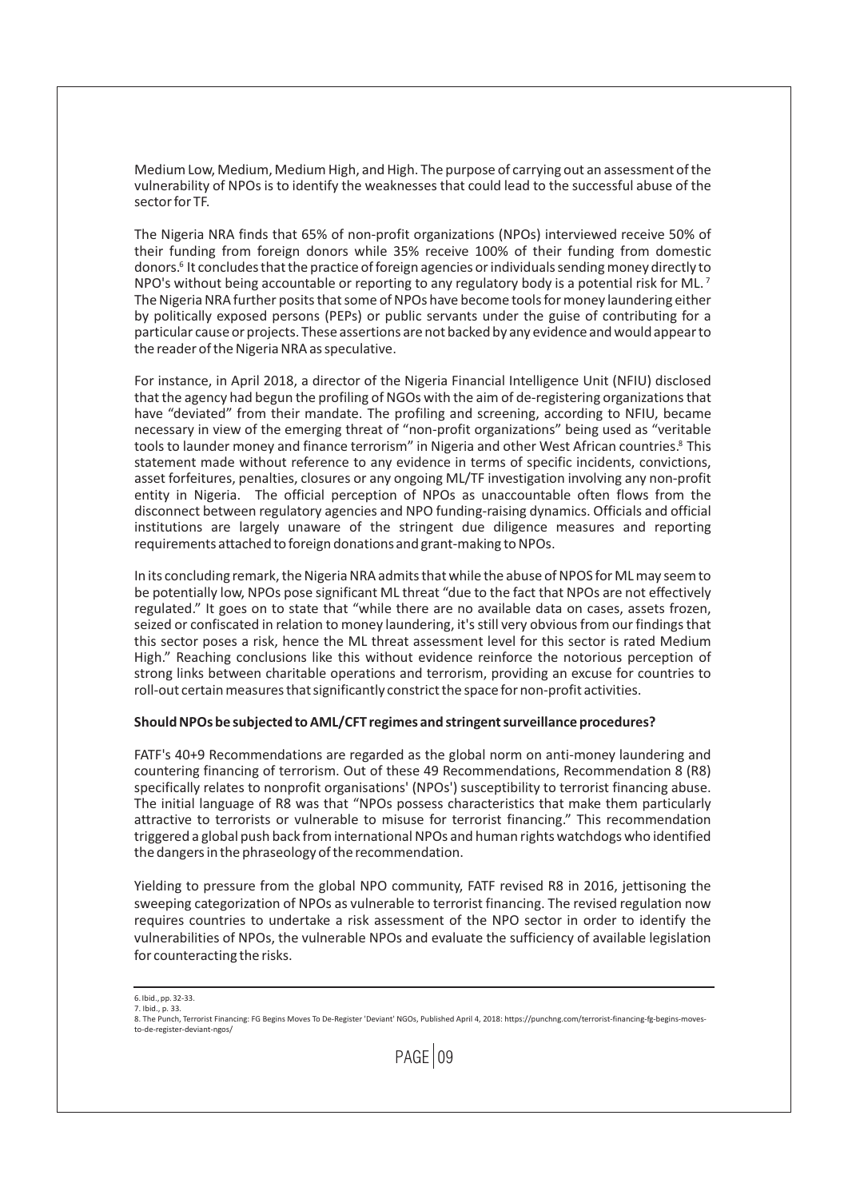Medium Low, Medium, Medium High, and High. The purpose of carrying out an assessment of the vulnerability of NPOs is to identify the weaknesses that could lead to the successful abuse of the sector for TF.

The Nigeria NRA finds that 65% of non-profit organizations (NPOs) interviewed receive 50% of their funding from foreign donors while 35% receive 100% of their funding from domestic donors.[6] It concludes that the practice of foreign agencies or individuals sending money directly to NPO's without being accountable or reporting to any regulatory body is a potential risk for ML.[7] The Nigeria NRA further posits that some of NPOs have become tools for money laundering either by politically exposed persons (PEPs) or public servants under the guise of contributing for a particular cause or projects. These assertions are not backed by any evidence and would appear to the reader of the Nigeria NRA as speculative.

For instance, in April 2018, a director of the Nigeria Financial Intelligence Unit (NFIU) disclosed that the agency had begun the profiling of NGOs with the aim of de-registering organizations that have "deviated" from their mandate. The profiling and screening, according to NFIU, became necessary in view of the emerging threat of "non-profit organizations" being used as "veritable tools to launder money and finance terrorism" in Nigeria and other West African countries.[8] This statement made without reference to any evidence in terms of specific incidents, convictions, asset forfeitures, penalties, closures or any ongoing ML/TF investigation involving any non-profit entity in Nigeria. The official perception of NPOs as unaccountable often flows from the disconnect between regulatory agencies and NPO funding-raising dynamics. Officials and official institutions are largely unaware of the stringent due diligence measures and reporting requirements attached to foreign donations and grant-making to NPOs.

In its concluding remark, the Nigeria NRA admits that while the abuse of NPOS for ML may seem to be potentially low, NPOs pose significant ML threat "due to the fact that NPOs are not effectively regulated." It goes on to state that "while there are no available data on cases, assets frozen, seized or confiscated in relation to money laundering, it's still very obvious from our findings that this sector poses a risk, hence the ML threat assessment level for this sector is rated Medium High." Reaching conclusions like this without evidence reinforce the notorious perception of strong links between charitable operations and terrorism, providing an excuse for countries to roll-out certain measures that significantly constrict the space for non-profit activities.

**Should NPOs be subjected to AML/CFT regimes and stringent surveillance procedures?**

FATF's 40+9 Recommendations are regarded as the global norm on anti-money laundering and countering financing of terrorism. Out of these 49 Recommendations, Recommendation 8 (R8) specifically relates to nonprofit organisations' (NPOs') susceptibility to terrorist financing abuse. The initial language of R8 was that "NPOs possess characteristics that make them particularly attractive to terrorists or vulnerable to misuse for terrorist financing." This recommendation triggered a global push back from international NPOs and human rights watchdogs who identified the dangers in the phraseology of the recommendation.

Yielding to pressure from the global NPO community, FATF revised R8 in 2016, jettisoning the sweeping categorization of NPOs as vulnerable to terrorist financing. The revised regulation now requires countries to undertake a risk assessment of the NPO sector in order to identify the vulnerabilities of NPOs, the vulnerable NPOs and evaluate the sufficiency of available legislation for counteracting the risks.

---

6. Ibid., pp. 32-33.
7. Ibid., p. 33.
8. The Punch, Terrorist Financing: FG Begins Moves To De-Register 'Deviant' NGOs, Published April 4, 2018: https://punchng.com/terrorist-financing-fg-begins-moves-to-de-register-deviant-ngos/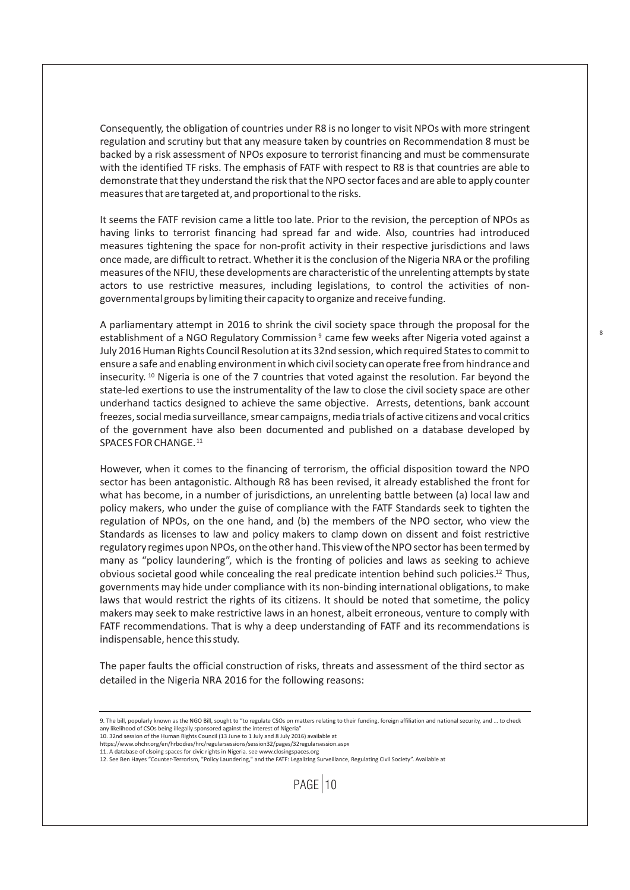Consequently, the obligation of countries under R8 is no longer to visit NPOs with more stringent regulation and scrutiny but that any measure taken by countries on Recommendation 8 must be backed by a risk assessment of NPOs exposure to terrorist financing and must be commensurate with the identified TF risks. The emphasis of FATF with respect to R8 is that countries are able to demonstrate that they understand the risk that the NPO sector faces and are able to apply counter measures that are targeted at, and proportional to the risks.

It seems the FATF revision came a little too late. Prior to the revision, the perception of NPOs as having links to terrorist financing had spread far and wide. Also, countries had introduced measures tightening the space for non-profit activity in their respective jurisdictions and laws once made, are difficult to retract. Whether it is the conclusion of the Nigeria NRA or the profiling measures of the NFIU, these developments are characteristic of the unrelenting attempts by state actors to use restrictive measures, including legislations, to control the activities of non-governmental groups by limiting their capacity to organize and receive funding.

A parliamentary attempt in 2016 to shrink the civil society space through the proposal for the establishment of a NGO Regulatory Commission [9] came few weeks after Nigeria voted against a July 2016 Human Rights Council Resolution at its 32nd session, which required States to commit to ensure a safe and enabling environment in which civil society can operate free from hindrance and insecurity. [10] Nigeria is one of the 7 countries that voted against the resolution. Far beyond the state-led exertions to use the instrumentality of the law to close the civil society space are other underhand tactics designed to achieve the same objective. Arrests, detentions, bank account freezes, social media surveillance, smear campaigns, media trials of active citizens and vocal critics of the government have also been documented and published on a database developed by SPACES FOR CHANGE. [11]

However, when it comes to the financing of terrorism, the official disposition toward the NPO sector has been antagonistic. Although R8 has been revised, it already established the front for what has become, in a number of jurisdictions, an unrelenting battle between (a) local law and policy makers, who under the guise of compliance with the FATF Standards seek to tighten the regulation of NPOs, on the one hand, and (b) the members of the NPO sector, who view the Standards as licenses to law and policy makers to clamp down on dissent and foist restrictive regulatory regimes upon NPOs, on the other hand. This view of the NPO sector has been termed by many as "policy laundering", which is the fronting of policies and laws as seeking to achieve obvious societal good while concealing the real predicate intention behind such policies.[12] Thus, governments may hide under compliance with its non-binding international obligations, to make laws that would restrict the rights of its citizens. It should be noted that sometime, the policy makers may seek to make restrictive laws in an honest, albeit erroneous, venture to comply with FATF recommendations. That is why a deep understanding of FATF and its recommendations is indispensable, hence this study.

The paper faults the official construction of risks, threats and assessment of the third sector as detailed in the Nigeria NRA 2016 for the following reasons:

---

9. The bill, popularly known as the NGO Bill, sought to "to regulate CSOs on matters relating to their funding, foreign affiliation and national security, and ... to check any likelihood of CSOs being illegally sponsored against the interest of Nigeria"

10. 32nd session of the Human Rights Council (13 June to 1 July and 8 July 2016) available at https://www.ohchr.org/en/hrbodies/hrc/regularsessions/session32/pages/32regularsession.aspx

11. A database of clsoing spaces for civic rights in Nigeria. see www.closingspaces.org

12. See Ben Hayes "Counter-Terrorism, "Policy Laundering," and the FATF: Legalizing Surveillance, Regulating Civil Society". Available at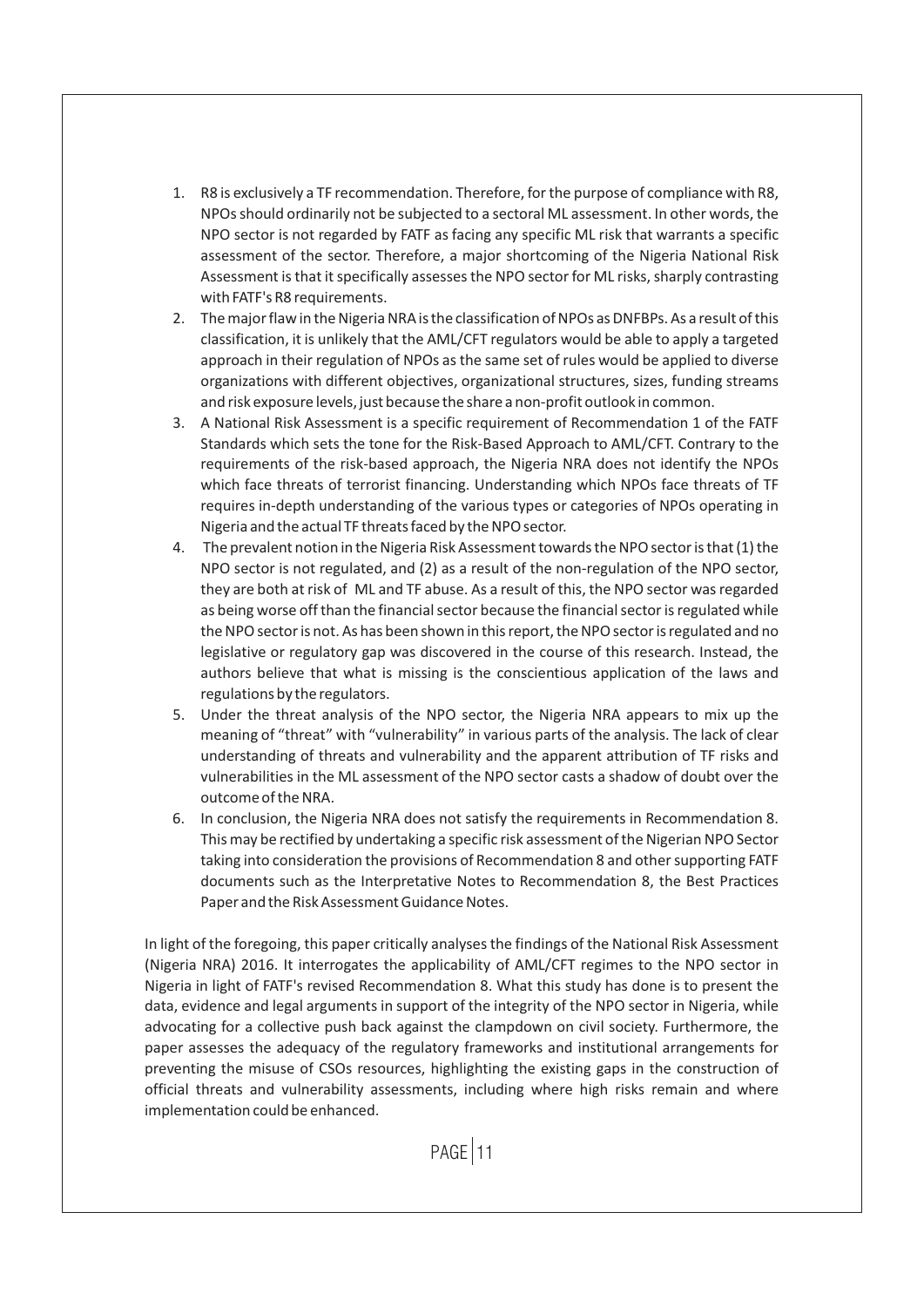1. R8 is exclusively a TF recommendation. Therefore, for the purpose of compliance with R8, NPOs should ordinarily not be subjected to a sectoral ML assessment. In other words, the NPO sector is not regarded by FATF as facing any specific ML risk that warrants a specific assessment of the sector. Therefore, a major shortcoming of the Nigeria National Risk Assessment is that it specifically assesses the NPO sector for ML risks, sharply contrasting with FATF's R8 requirements.
2. The major flaw in the Nigeria NRA is the classification of NPOs as DNFBPs. As a result of this classification, it is unlikely that the AML/CFT regulators would be able to apply a targeted approach in their regulation of NPOs as the same set of rules would be applied to diverse organizations with different objectives, organizational structures, sizes, funding streams and risk exposure levels, just because the share a non-profit outlook in common.
3. A National Risk Assessment is a specific requirement of Recommendation 1 of the FATF Standards which sets the tone for the Risk-Based Approach to AML/CFT. Contrary to the requirements of the risk-based approach, the Nigeria NRA does not identify the NPOs which face threats of terrorist financing. Understanding which NPOs face threats of TF requires in-depth understanding of the various types or categories of NPOs operating in Nigeria and the actual TF threats faced by the NPO sector.
4. The prevalent notion in the Nigeria Risk Assessment towards the NPO sector is that (1) the NPO sector is not regulated, and (2) as a result of the non-regulation of the NPO sector, they are both at risk of ML and TF abuse. As a result of this, the NPO sector was regarded as being worse off than the financial sector because the financial sector is regulated while the NPO sector is not. As has been shown in this report, the NPO sector is regulated and no legislative or regulatory gap was discovered in the course of this research. Instead, the authors believe that what is missing is the conscientious application of the laws and regulations by the regulators.
5. Under the threat analysis of the NPO sector, the Nigeria NRA appears to mix up the meaning of "threat" with "vulnerability" in various parts of the analysis. The lack of clear understanding of threats and vulnerability and the apparent attribution of TF risks and vulnerabilities in the ML assessment of the NPO sector casts a shadow of doubt over the outcome of the NRA.
6. In conclusion, the Nigeria NRA does not satisfy the requirements in Recommendation 8. This may be rectified by undertaking a specific risk assessment of the Nigerian NPO Sector taking into consideration the provisions of Recommendation 8 and other supporting FATF documents such as the Interpretative Notes to Recommendation 8, the Best Practices Paper and the Risk Assessment Guidance Notes.

In light of the foregoing, this paper critically analyses the findings of the National Risk Assessment (Nigeria NRA) 2016. It interrogates the applicability of AML/CFT regimes to the NPO sector in Nigeria in light of FATF's revised Recommendation 8. What this study has done is to present the data, evidence and legal arguments in support of the integrity of the NPO sector in Nigeria, while advocating for a collective push back against the clampdown on civil society. Furthermore, the paper assesses the adequacy of the regulatory frameworks and institutional arrangements for preventing the misuse of CSOs resources, highlighting the existing gaps in the construction of official threats and vulnerability assessments, including where high risks remain and where implementation could be enhanced.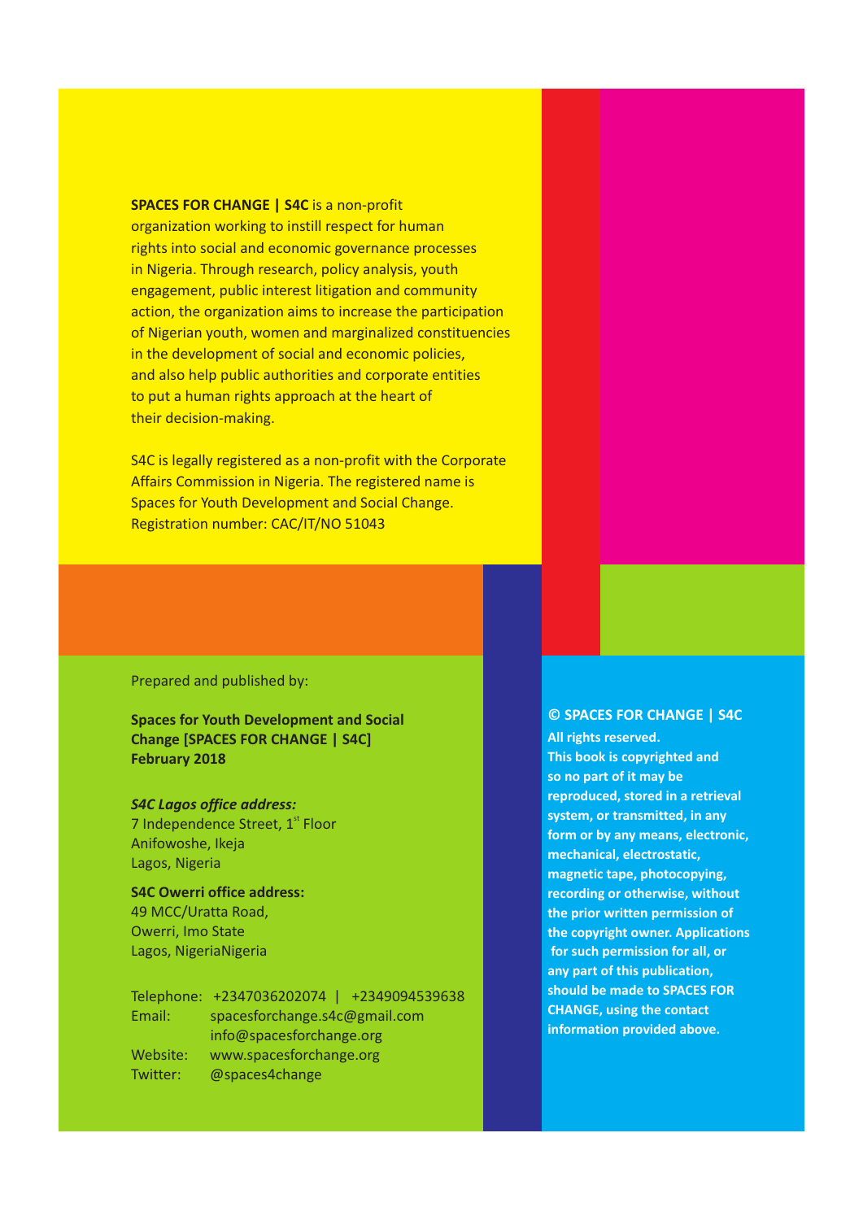**SPACES FOR CHANGE | S4C** is a non-profit organization working to instill respect for human rights into social and economic governance processes in Nigeria. Through research, policy analysis, youth engagement, public interest litigation and community action, the organization aims to increase the participation of Nigerian youth, women and marginalized constituencies in the development of social and economic policies, and also help public authorities and corporate entities to put a human rights approach at the heart of their decision-making.

S4C is legally registered as a non-profit with the Corporate Affairs Commission in Nigeria. The registered name is Spaces for Youth Development and Social Change. Registration number: CAC/IT/NO 51043

Prepared and published by:

**Spaces for Youth Development and Social Change [SPACES FOR CHANGE | S4C]**
**February 2018**

***S4C Lagos office address:***
7 Independence Street, 1st Floor
Anifowoshe, Ikeja
Lagos, Nigeria

**S4C Owerri office address:**
49 MCC/Uratta Road,
Owerri, Imo State
Lagos, NigeriaNigeria

Telephone: +2347036202074 | +2349094539638
Email: spacesforchange.s4c@gmail.com
info@spacesforchange.org
Website: www.spacesforchange.org
Twitter: @spaces4change

**© SPACES FOR CHANGE | S4C**
**All rights reserved.**
**This book is copyrighted and so no part of it may be reproduced, stored in a retrieval system, or transmitted, in any form or by any means, electronic, mechanical, electrostatic, magnetic tape, photocopying, recording or otherwise, without the prior written permission of the copyright owner. Applications for such permission for all, or any part of this publication, should be made to SPACES FOR CHANGE, using the contact information provided above.**